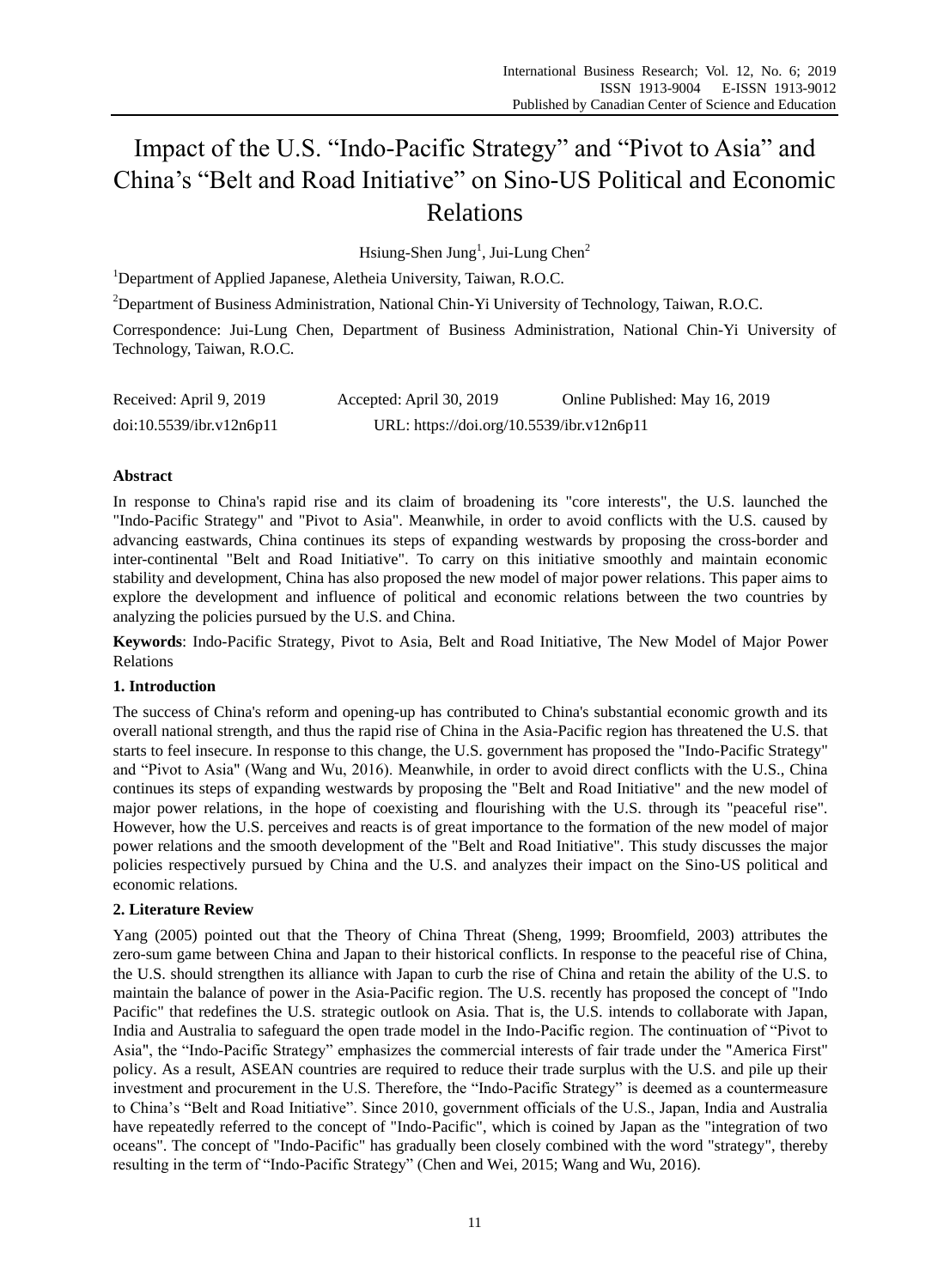# Impact of the U.S. "Indo-Pacific Strategy" and "Pivot to Asia" and China's "Belt and Road Initiative" on Sino-US Political and Economic Relations

Hsiung-Shen Jung[1], Jui-Lung Chen[2]

[1]Department of Applied Japanese, Aletheia University, Taiwan, R.O.C.

[2]Department of Business Administration, National Chin-Yi University of Technology, Taiwan, R.O.C.

Correspondence: Jui-Lung Chen, Department of Business Administration, National Chin-Yi University of Technology, Taiwan, R.O.C.

Received: April 9, 2019 Accepted: April 30, 2019 Online Published: May 16, 2019

doi:10.5539/ibr.v12n6p11 URL: https://doi.org/10.5539/ibr.v12n6p11

**Abstract**

In response to China's rapid rise and its claim of broadening its "core interests", the U.S. launched the "Indo-Pacific Strategy" and "Pivot to Asia". Meanwhile, in order to avoid conflicts with the U.S. caused by advancing eastwards, China continues its steps of expanding westwards by proposing the cross-border and inter-continental "Belt and Road Initiative". To carry on this initiative smoothly and maintain economic stability and development, China has also proposed the new model of major power relations. This paper aims to explore the development and influence of political and economic relations between the two countries by analyzing the policies pursued by the U.S. and China.

**Keywords**: Indo-Pacific Strategy, Pivot to Asia, Belt and Road Initiative, The New Model of Major Power Relations

## 1. Introduction

The success of China's reform and opening-up has contributed to China's substantial economic growth and its overall national strength, and thus the rapid rise of China in the Asia-Pacific region has threatened the U.S. that starts to feel insecure. In response to this change, the U.S. government has proposed the "Indo-Pacific Strategy" and "Pivot to Asia" (Wang and Wu, 2016). Meanwhile, in order to avoid direct conflicts with the U.S., China continues its steps of expanding westwards by proposing the "Belt and Road Initiative" and the new model of major power relations, in the hope of coexisting and flourishing with the U.S. through its "peaceful rise". However, how the U.S. perceives and reacts is of great importance to the formation of the new model of major power relations and the smooth development of the "Belt and Road Initiative". This study discusses the major policies respectively pursued by China and the U.S. and analyzes their impact on the Sino-US political and economic relations.

## 2. Literature Review

Yang (2005) pointed out that the Theory of China Threat (Sheng, 1999; Broomfield, 2003) attributes the zero-sum game between China and Japan to their historical conflicts. In response to the peaceful rise of China, the U.S. should strengthen its alliance with Japan to curb the rise of China and retain the ability of the U.S. to maintain the balance of power in the Asia-Pacific region. The U.S. recently has proposed the concept of "Indo Pacific" that redefines the U.S. strategic outlook on Asia. That is, the U.S. intends to collaborate with Japan, India and Australia to safeguard the open trade model in the Indo-Pacific region. The continuation of "Pivot to Asia", the "Indo-Pacific Strategy" emphasizes the commercial interests of fair trade under the "America First" policy. As a result, ASEAN countries are required to reduce their trade surplus with the U.S. and pile up their investment and procurement in the U.S. Therefore, the "Indo-Pacific Strategy" is deemed as a countermeasure to China's "Belt and Road Initiative". Since 2010, government officials of the U.S., Japan, India and Australia have repeatedly referred to the concept of "Indo-Pacific", which is coined by Japan as the "integration of two oceans". The concept of "Indo-Pacific" has gradually been closely combined with the word "strategy", thereby resulting in the term of "Indo-Pacific Strategy" (Chen and Wei, 2015; Wang and Wu, 2016).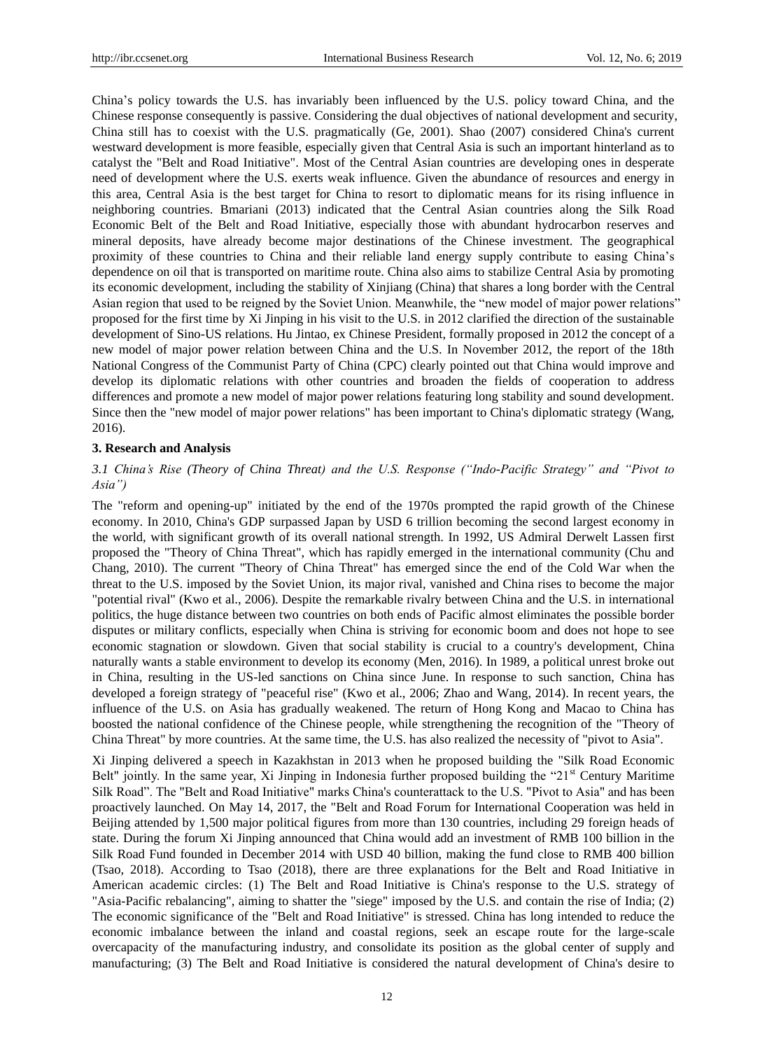China's policy towards the U.S. has invariably been influenced by the U.S. policy toward China, and the Chinese response consequently is passive. Considering the dual objectives of national development and security, China still has to coexist with the U.S. pragmatically (Ge, 2001). Shao (2007) considered China's current westward development is more feasible, especially given that Central Asia is such an important hinterland as to catalyst the "Belt and Road Initiative". Most of the Central Asian countries are developing ones in desperate need of development where the U.S. exerts weak influence. Given the abundance of resources and energy in this area, Central Asia is the best target for China to resort to diplomatic means for its rising influence in neighboring countries. Bmariani (2013) indicated that the Central Asian countries along the Silk Road Economic Belt of the Belt and Road Initiative, especially those with abundant hydrocarbon reserves and mineral deposits, have already become major destinations of the Chinese investment. The geographical proximity of these countries to China and their reliable land energy supply contribute to easing China's dependence on oil that is transported on maritime route. China also aims to stabilize Central Asia by promoting its economic development, including the stability of Xinjiang (China) that shares a long border with the Central Asian region that used to be reigned by the Soviet Union. Meanwhile, the "new model of major power relations" proposed for the first time by Xi Jinping in his visit to the U.S. in 2012 clarified the direction of the sustainable development of Sino-US relations. Hu Jintao, ex Chinese President, formally proposed in 2012 the concept of a new model of major power relation between China and the U.S. In November 2012, the report of the 18th National Congress of the Communist Party of China (CPC) clearly pointed out that China would improve and develop its diplomatic relations with other countries and broaden the fields of cooperation to address differences and promote a new model of major power relations featuring long stability and sound development. Since then the "new model of major power relations" has been important to China's diplomatic strategy (Wang, 2016).

## 3. Research and Analysis

### *3.1 China's Rise (Theory of China Threat) and the U.S. Response ("Indo-Pacific Strategy" and "Pivot to Asia")*

The "reform and opening-up" initiated by the end of the 1970s prompted the rapid growth of the Chinese economy. In 2010, China's GDP surpassed Japan by USD 6 trillion becoming the second largest economy in the world, with significant growth of its overall national strength. In 1992, US Admiral Derwelt Lassen first proposed the "Theory of China Threat", which has rapidly emerged in the international community (Chu and Chang, 2010). The current "Theory of China Threat" has emerged since the end of the Cold War when the threat to the U.S. imposed by the Soviet Union, its major rival, vanished and China rises to become the major "potential rival" (Kwo et al., 2006). Despite the remarkable rivalry between China and the U.S. in international politics, the huge distance between two countries on both ends of Pacific almost eliminates the possible border disputes or military conflicts, especially when China is striving for economic boom and does not hope to see economic stagnation or slowdown. Given that social stability is crucial to a country's development, China naturally wants a stable environment to develop its economy (Men, 2016). In 1989, a political unrest broke out in China, resulting in the US-led sanctions on China since June. In response to such sanction, China has developed a foreign strategy of "peaceful rise" (Kwo et al., 2006; Zhao and Wang, 2014). In recent years, the influence of the U.S. on Asia has gradually weakened. The return of Hong Kong and Macao to China has boosted the national confidence of the Chinese people, while strengthening the recognition of the "Theory of China Threat" by more countries. At the same time, the U.S. has also realized the necessity of "pivot to Asia".

Xi Jinping delivered a speech in Kazakhstan in 2013 when he proposed building the "Silk Road Economic Belt" jointly. In the same year, Xi Jinping in Indonesia further proposed building the "21st Century Maritime Silk Road". The "Belt and Road Initiative" marks China's counterattack to the U.S. "Pivot to Asia" and has been proactively launched. On May 14, 2017, the "Belt and Road Forum for International Cooperation was held in Beijing attended by 1,500 major political figures from more than 130 countries, including 29 foreign heads of state. During the forum Xi Jinping announced that China would add an investment of RMB 100 billion in the Silk Road Fund founded in December 2014 with USD 40 billion, making the fund close to RMB 400 billion (Tsao, 2018). According to Tsao (2018), there are three explanations for the Belt and Road Initiative in American academic circles: (1) The Belt and Road Initiative is China's response to the U.S. strategy of "Asia-Pacific rebalancing", aiming to shatter the "siege" imposed by the U.S. and contain the rise of India; (2) The economic significance of the "Belt and Road Initiative" is stressed. China has long intended to reduce the economic imbalance between the inland and coastal regions, seek an escape route for the large-scale overcapacity of the manufacturing industry, and consolidate its position as the global center of supply and manufacturing; (3) The Belt and Road Initiative is considered the natural development of China's desire to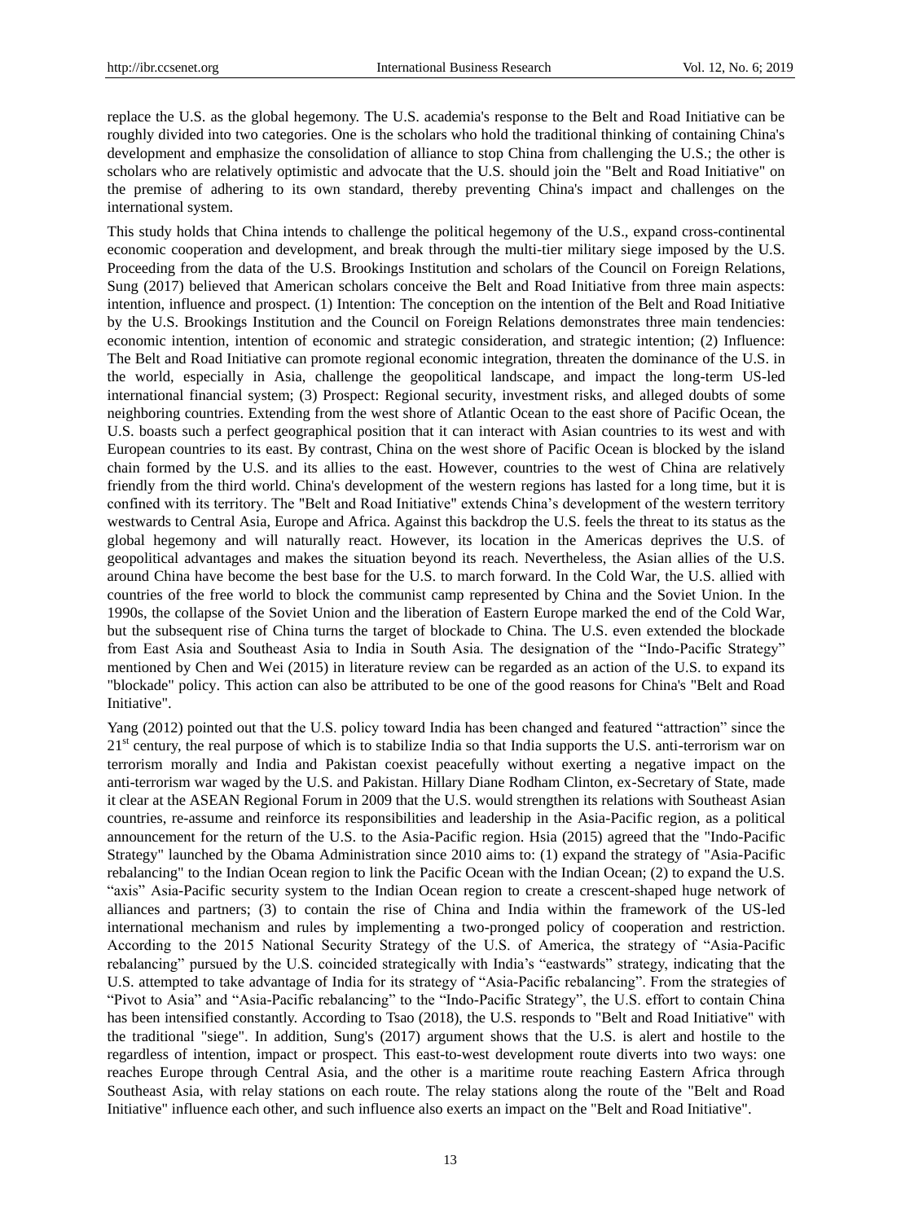replace the U.S. as the global hegemony. The U.S. academia's response to the Belt and Road Initiative can be roughly divided into two categories. One is the scholars who hold the traditional thinking of containing China's development and emphasize the consolidation of alliance to stop China from challenging the U.S.; the other is scholars who are relatively optimistic and advocate that the U.S. should join the "Belt and Road Initiative" on the premise of adhering to its own standard, thereby preventing China's impact and challenges on the international system.

This study holds that China intends to challenge the political hegemony of the U.S., expand cross-continental economic cooperation and development, and break through the multi-tier military siege imposed by the U.S. Proceeding from the data of the U.S. Brookings Institution and scholars of the Council on Foreign Relations, Sung (2017) believed that American scholars conceive the Belt and Road Initiative from three main aspects: intention, influence and prospect. (1) Intention: The conception on the intention of the Belt and Road Initiative by the U.S. Brookings Institution and the Council on Foreign Relations demonstrates three main tendencies: economic intention, intention of economic and strategic consideration, and strategic intention; (2) Influence: The Belt and Road Initiative can promote regional economic integration, threaten the dominance of the U.S. in the world, especially in Asia, challenge the geopolitical landscape, and impact the long-term US-led international financial system; (3) Prospect: Regional security, investment risks, and alleged doubts of some neighboring countries. Extending from the west shore of Atlantic Ocean to the east shore of Pacific Ocean, the U.S. boasts such a perfect geographical position that it can interact with Asian countries to its west and with European countries to its east. By contrast, China on the west shore of Pacific Ocean is blocked by the island chain formed by the U.S. and its allies to the east. However, countries to the west of China are relatively friendly from the third world. China's development of the western regions has lasted for a long time, but it is confined with its territory. The "Belt and Road Initiative" extends China's development of the western territory westwards to Central Asia, Europe and Africa. Against this backdrop the U.S. feels the threat to its status as the global hegemony and will naturally react. However, its location in the Americas deprives the U.S. of geopolitical advantages and makes the situation beyond its reach. Nevertheless, the Asian allies of the U.S. around China have become the best base for the U.S. to march forward. In the Cold War, the U.S. allied with countries of the free world to block the communist camp represented by China and the Soviet Union. In the 1990s, the collapse of the Soviet Union and the liberation of Eastern Europe marked the end of the Cold War, but the subsequent rise of China turns the target of blockade to China. The U.S. even extended the blockade from East Asia and Southeast Asia to India in South Asia. The designation of the "Indo-Pacific Strategy" mentioned by Chen and Wei (2015) in literature review can be regarded as an action of the U.S. to expand its "blockade" policy. This action can also be attributed to be one of the good reasons for China's "Belt and Road Initiative".

Yang (2012) pointed out that the U.S. policy toward India has been changed and featured "attraction" since the 21st century, the real purpose of which is to stabilize India so that India supports the U.S. anti-terrorism war on terrorism morally and India and Pakistan coexist peacefully without exerting a negative impact on the anti-terrorism war waged by the U.S. and Pakistan. Hillary Diane Rodham Clinton, ex-Secretary of State, made it clear at the ASEAN Regional Forum in 2009 that the U.S. would strengthen its relations with Southeast Asian countries, re-assume and reinforce its responsibilities and leadership in the Asia-Pacific region, as a political announcement for the return of the U.S. to the Asia-Pacific region. Hsia (2015) agreed that the "Indo-Pacific Strategy" launched by the Obama Administration since 2010 aims to: (1) expand the strategy of "Asia-Pacific rebalancing" to the Indian Ocean region to link the Pacific Ocean with the Indian Ocean; (2) to expand the U.S. "axis" Asia-Pacific security system to the Indian Ocean region to create a crescent-shaped huge network of alliances and partners; (3) to contain the rise of China and India within the framework of the US-led international mechanism and rules by implementing a two-pronged policy of cooperation and restriction. According to the 2015 National Security Strategy of the U.S. of America, the strategy of "Asia-Pacific rebalancing" pursued by the U.S. coincided strategically with India's "eastwards" strategy, indicating that the U.S. attempted to take advantage of India for its strategy of "Asia-Pacific rebalancing". From the strategies of "Pivot to Asia" and "Asia-Pacific rebalancing" to the "Indo-Pacific Strategy", the U.S. effort to contain China has been intensified constantly. According to Tsao (2018), the U.S. responds to "Belt and Road Initiative" with the traditional "siege". In addition, Sung's (2017) argument shows that the U.S. is alert and hostile to the regardless of intention, impact or prospect. This east-to-west development route diverts into two ways: one reaches Europe through Central Asia, and the other is a maritime route reaching Eastern Africa through Southeast Asia, with relay stations on each route. The relay stations along the route of the "Belt and Road Initiative" influence each other, and such influence also exerts an impact on the "Belt and Road Initiative".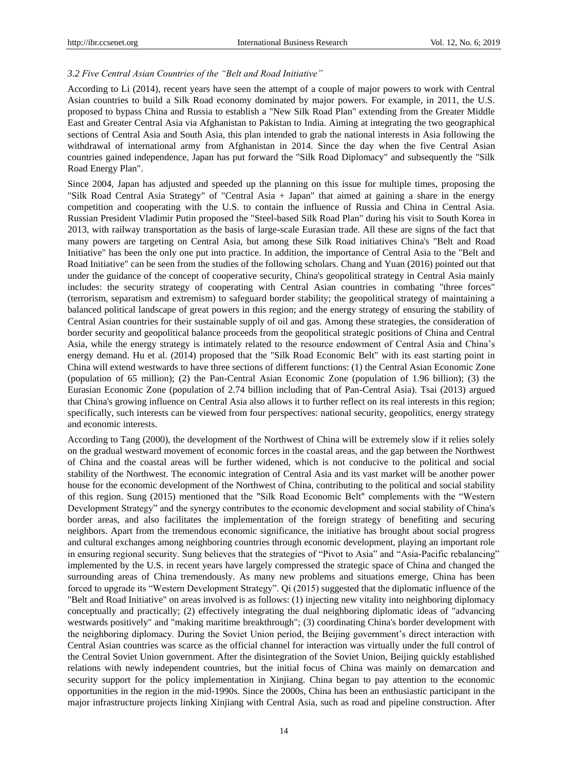### *3.2 Five Central Asian Countries of the "Belt and Road Initiative"*

According to Li (2014), recent years have seen the attempt of a couple of major powers to work with Central Asian countries to build a Silk Road economy dominated by major powers. For example, in 2011, the U.S. proposed to bypass China and Russia to establish a "New Silk Road Plan" extending from the Greater Middle East and Greater Central Asia via Afghanistan to Pakistan to India. Aiming at integrating the two geographical sections of Central Asia and South Asia, this plan intended to grab the national interests in Asia following the withdrawal of international army from Afghanistan in 2014. Since the day when the five Central Asian countries gained independence, Japan has put forward the "Silk Road Diplomacy" and subsequently the "Silk Road Energy Plan".

Since 2004, Japan has adjusted and speeded up the planning on this issue for multiple times, proposing the "Silk Road Central Asia Strategy" of "Central Asia + Japan" that aimed at gaining a share in the energy competition and cooperating with the U.S. to contain the influence of Russia and China in Central Asia. Russian President Vladimir Putin proposed the "Steel-based Silk Road Plan" during his visit to South Korea in 2013, with railway transportation as the basis of large-scale Eurasian trade. All these are signs of the fact that many powers are targeting on Central Asia, but among these Silk Road initiatives China's "Belt and Road Initiative" has been the only one put into practice. In addition, the importance of Central Asia to the "Belt and Road Initiative" can be seen from the studies of the following scholars. Chang and Yuan (2016) pointed out that under the guidance of the concept of cooperative security, China's geopolitical strategy in Central Asia mainly includes: the security strategy of cooperating with Central Asian countries in combating "three forces" (terrorism, separatism and extremism) to safeguard border stability; the geopolitical strategy of maintaining a balanced political landscape of great powers in this region; and the energy strategy of ensuring the stability of Central Asian countries for their sustainable supply of oil and gas. Among these strategies, the consideration of border security and geopolitical balance proceeds from the geopolitical strategic positions of China and Central Asia, while the energy strategy is intimately related to the resource endowment of Central Asia and China's energy demand. Hu et al. (2014) proposed that the "Silk Road Economic Belt" with its east starting point in China will extend westwards to have three sections of different functions: (1) the Central Asian Economic Zone (population of 65 million); (2) the Pan-Central Asian Economic Zone (population of 1.96 billion); (3) the Eurasian Economic Zone (population of 2.74 billion including that of Pan-Central Asia). Tsai (2013) argued that China's growing influence on Central Asia also allows it to further reflect on its real interests in this region; specifically, such interests can be viewed from four perspectives: national security, geopolitics, energy strategy and economic interests.

According to Tang (2000), the development of the Northwest of China will be extremely slow if it relies solely on the gradual westward movement of economic forces in the coastal areas, and the gap between the Northwest of China and the coastal areas will be further widened, which is not conducive to the political and social stability of the Northwest. The economic integration of Central Asia and its vast market will be another power house for the economic development of the Northwest of China, contributing to the political and social stability of this region. Sung (2015) mentioned that the "Silk Road Economic Belt" complements with the "Western Development Strategy" and the synergy contributes to the economic development and social stability of China's border areas, and also facilitates the implementation of the foreign strategy of benefiting and securing neighbors. Apart from the tremendous economic significance, the initiative has brought about social progress and cultural exchanges among neighboring countries through economic development, playing an important role in ensuring regional security. Sung believes that the strategies of "Pivot to Asia" and "Asia-Pacific rebalancing" implemented by the U.S. in recent years have largely compressed the strategic space of China and changed the surrounding areas of China tremendously. As many new problems and situations emerge, China has been forced to upgrade its "Western Development Strategy". Qi (2015) suggested that the diplomatic influence of the "Belt and Road Initiative" on areas involved is as follows: (1) injecting new vitality into neighboring diplomacy conceptually and practically; (2) effectively integrating the dual neighboring diplomatic ideas of "advancing westwards positively" and "making maritime breakthrough"; (3) coordinating China's border development with the neighboring diplomacy. During the Soviet Union period, the Beijing government's direct interaction with Central Asian countries was scarce as the official channel for interaction was virtually under the full control of the Central Soviet Union government. After the disintegration of the Soviet Union, Beijing quickly established relations with newly independent countries, but the initial focus of China was mainly on demarcation and security support for the policy implementation in Xinjiang. China began to pay attention to the economic opportunities in the region in the mid-1990s. Since the 2000s, China has been an enthusiastic participant in the major infrastructure projects linking Xinjiang with Central Asia, such as road and pipeline construction. After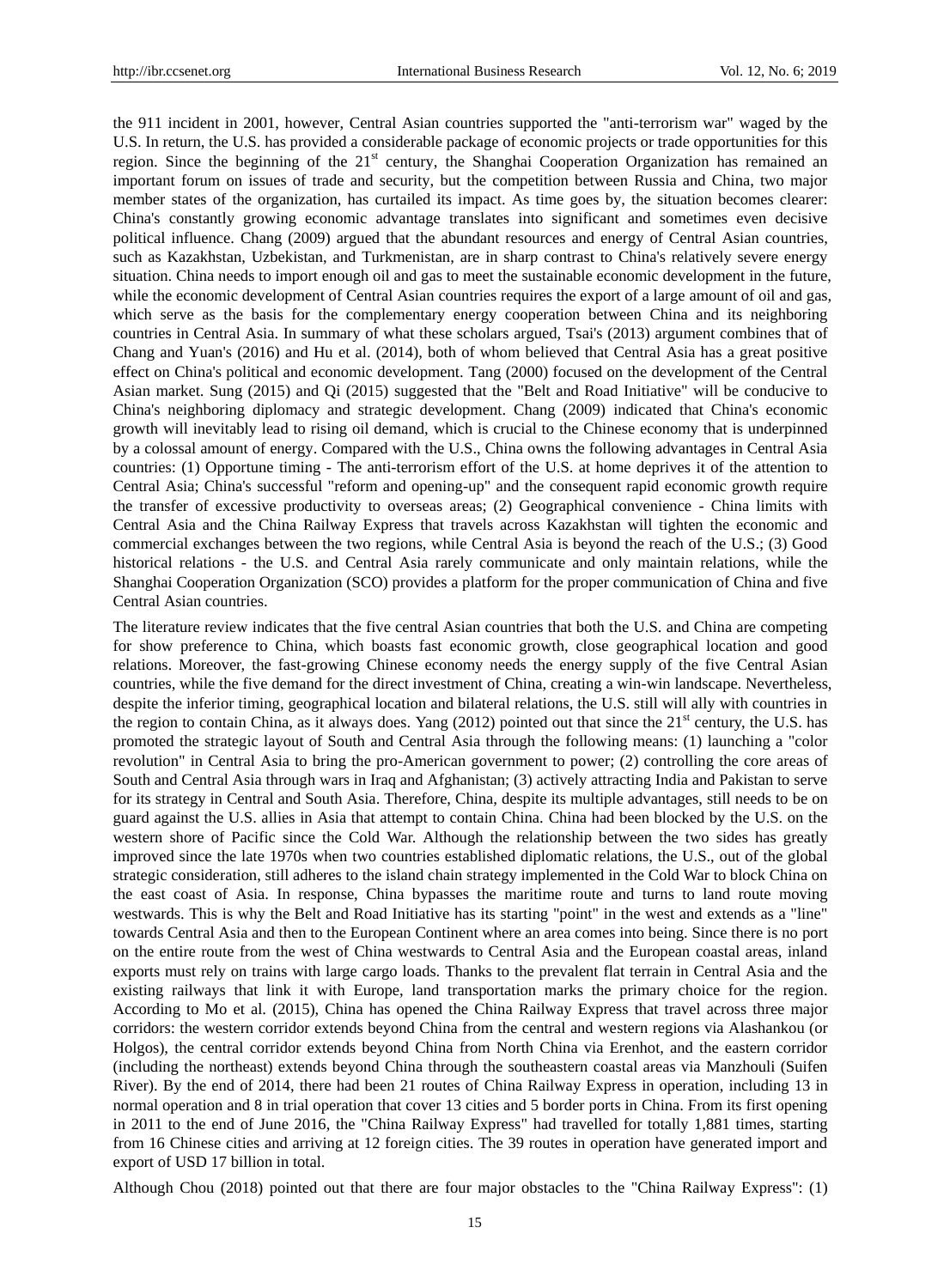the 911 incident in 2001, however, Central Asian countries supported the "anti-terrorism war" waged by the U.S. In return, the U.S. has provided a considerable package of economic projects or trade opportunities for this region. Since the beginning of the $21^{st}$ century, the Shanghai Cooperation Organization has remained an important forum on issues of trade and security, but the competition between Russia and China, two major member states of the organization, has curtailed its impact. As time goes by, the situation becomes clearer: China's constantly growing economic advantage translates into significant and sometimes even decisive political influence. Chang (2009) argued that the abundant resources and energy of Central Asian countries, such as Kazakhstan, Uzbekistan, and Turkmenistan, are in sharp contrast to China's relatively severe energy situation. China needs to import enough oil and gas to meet the sustainable economic development in the future, while the economic development of Central Asian countries requires the export of a large amount of oil and gas, which serve as the basis for the complementary energy cooperation between China and its neighboring countries in Central Asia. In summary of what these scholars argued, Tsai's (2013) argument combines that of Chang and Yuan's (2016) and Hu et al. (2014), both of whom believed that Central Asia has a great positive effect on China's political and economic development. Tang (2000) focused on the development of the Central Asian market. Sung (2015) and Qi (2015) suggested that the "Belt and Road Initiative" will be conducive to China's neighboring diplomacy and strategic development. Chang (2009) indicated that China's economic growth will inevitably lead to rising oil demand, which is crucial to the Chinese economy that is underpinned by a colossal amount of energy. Compared with the U.S., China owns the following advantages in Central Asia countries: (1) Opportune timing - The anti-terrorism effort of the U.S. at home deprives it of the attention to Central Asia; China's successful "reform and opening-up" and the consequent rapid economic growth require the transfer of excessive productivity to overseas areas; (2) Geographical convenience - China limits with Central Asia and the China Railway Express that travels across Kazakhstan will tighten the economic and commercial exchanges between the two regions, while Central Asia is beyond the reach of the U.S.; (3) Good historical relations - the U.S. and Central Asia rarely communicate and only maintain relations, while the Shanghai Cooperation Organization (SCO) provides a platform for the proper communication of China and five Central Asian countries.

The literature review indicates that the five central Asian countries that both the U.S. and China are competing for show preference to China, which boasts fast economic growth, close geographical location and good relations. Moreover, the fast-growing Chinese economy needs the energy supply of the five Central Asian countries, while the five demand for the direct investment of China, creating a win-win landscape. Nevertheless, despite the inferior timing, geographical location and bilateral relations, the U.S. still will ally with countries in the region to contain China, as it always does. Yang (2012) pointed out that since the $21^{st}$ century, the U.S. has promoted the strategic layout of South and Central Asia through the following means: (1) launching a "color revolution" in Central Asia to bring the pro-American government to power; (2) controlling the core areas of South and Central Asia through wars in Iraq and Afghanistan; (3) actively attracting India and Pakistan to serve for its strategy in Central and South Asia. Therefore, China, despite its multiple advantages, still needs to be on guard against the U.S. allies in Asia that attempt to contain China. China had been blocked by the U.S. on the western shore of Pacific since the Cold War. Although the relationship between the two sides has greatly improved since the late 1970s when two countries established diplomatic relations, the U.S., out of the global strategic consideration, still adheres to the island chain strategy implemented in the Cold War to block China on the east coast of Asia. In response, China bypasses the maritime route and turns to land route moving westwards. This is why the Belt and Road Initiative has its starting "point" in the west and extends as a "line" towards Central Asia and then to the European Continent where an area comes into being. Since there is no port on the entire route from the west of China westwards to Central Asia and the European coastal areas, inland exports must rely on trains with large cargo loads. Thanks to the prevalent flat terrain in Central Asia and the existing railways that link it with Europe, land transportation marks the primary choice for the region. According to Mo et al. (2015), China has opened the China Railway Express that travel across three major corridors: the western corridor extends beyond China from the central and western regions via Alashankou (or Holgos), the central corridor extends beyond China from North China via Erenhot, and the eastern corridor (including the northeast) extends beyond China through the southeastern coastal areas via Manzhouli (Suifen River). By the end of 2014, there had been 21 routes of China Railway Express in operation, including 13 in normal operation and 8 in trial operation that cover 13 cities and 5 border ports in China. From its first opening in 2011 to the end of June 2016, the "China Railway Express" had travelled for totally 1,881 times, starting from 16 Chinese cities and arriving at 12 foreign cities. The 39 routes in operation have generated import and export of USD 17 billion in total.

Although Chou (2018) pointed out that there are four major obstacles to the "China Railway Express": (1)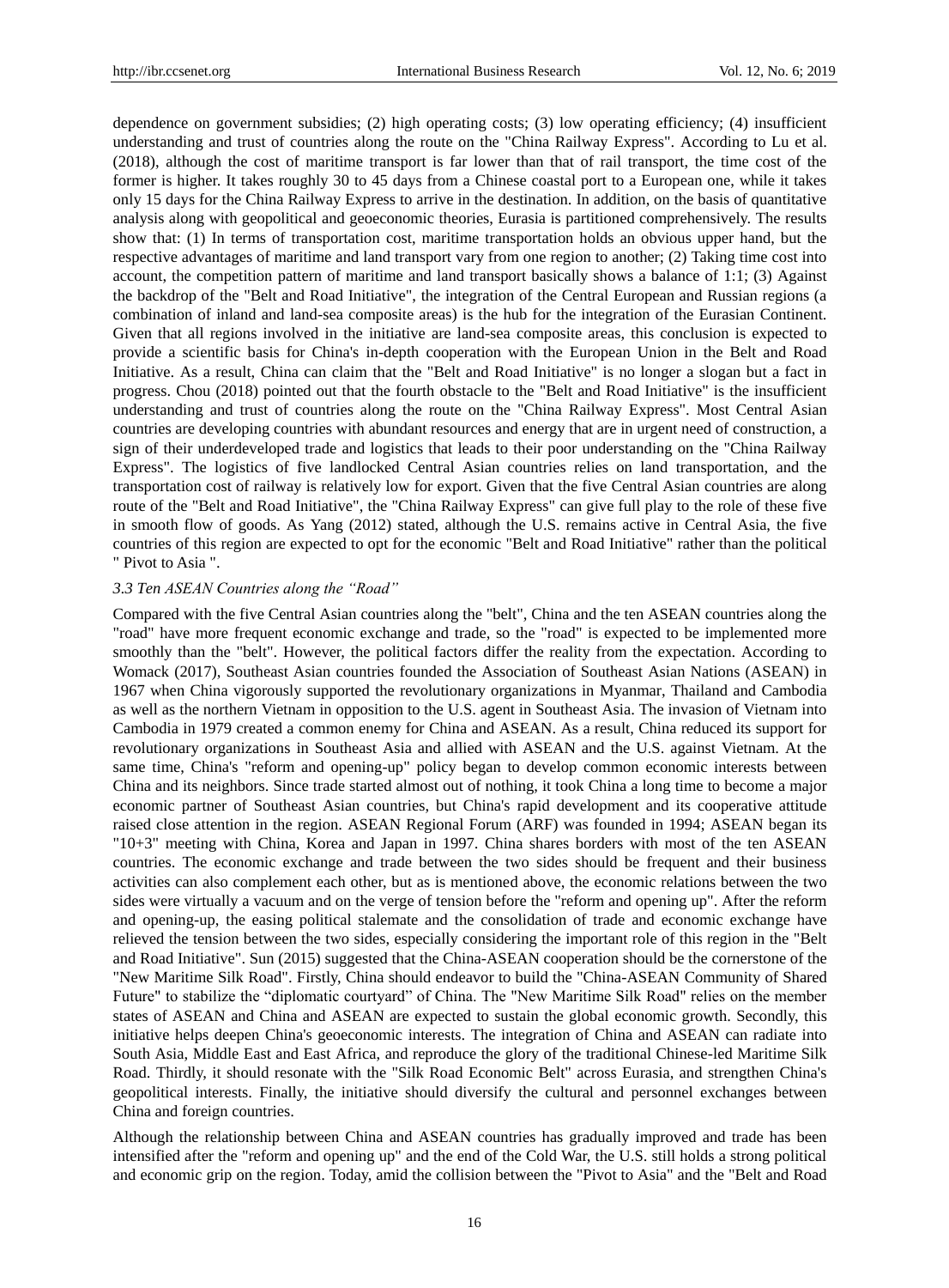dependence on government subsidies; (2) high operating costs; (3) low operating efficiency; (4) insufficient understanding and trust of countries along the route on the "China Railway Express". According to Lu et al. (2018), although the cost of maritime transport is far lower than that of rail transport, the time cost of the former is higher. It takes roughly 30 to 45 days from a Chinese coastal port to a European one, while it takes only 15 days for the China Railway Express to arrive in the destination. In addition, on the basis of quantitative analysis along with geopolitical and geoeconomic theories, Eurasia is partitioned comprehensively. The results show that: (1) In terms of transportation cost, maritime transportation holds an obvious upper hand, but the respective advantages of maritime and land transport vary from one region to another; (2) Taking time cost into account, the competition pattern of maritime and land transport basically shows a balance of 1:1; (3) Against the backdrop of the "Belt and Road Initiative", the integration of the Central European and Russian regions (a combination of inland and land-sea composite areas) is the hub for the integration of the Eurasian Continent. Given that all regions involved in the initiative are land-sea composite areas, this conclusion is expected to provide a scientific basis for China's in-depth cooperation with the European Union in the Belt and Road Initiative. As a result, China can claim that the "Belt and Road Initiative" is no longer a slogan but a fact in progress. Chou (2018) pointed out that the fourth obstacle to the "Belt and Road Initiative" is the insufficient understanding and trust of countries along the route on the "China Railway Express". Most Central Asian countries are developing countries with abundant resources and energy that are in urgent need of construction, a sign of their underdeveloped trade and logistics that leads to their poor understanding on the "China Railway Express". The logistics of five landlocked Central Asian countries relies on land transportation, and the transportation cost of railway is relatively low for export. Given that the five Central Asian countries are along route of the "Belt and Road Initiative", the "China Railway Express" can give full play to the role of these five in smooth flow of goods. As Yang (2012) stated, although the U.S. remains active in Central Asia, the five countries of this region are expected to opt for the economic "Belt and Road Initiative" rather than the political " Pivot to Asia ".

### *3.3 Ten ASEAN Countries along the "Road"*

Compared with the five Central Asian countries along the "belt", China and the ten ASEAN countries along the "road" have more frequent economic exchange and trade, so the "road" is expected to be implemented more smoothly than the "belt". However, the political factors differ the reality from the expectation. According to Womack (2017), Southeast Asian countries founded the Association of Southeast Asian Nations (ASEAN) in 1967 when China vigorously supported the revolutionary organizations in Myanmar, Thailand and Cambodia as well as the northern Vietnam in opposition to the U.S. agent in Southeast Asia. The invasion of Vietnam into Cambodia in 1979 created a common enemy for China and ASEAN. As a result, China reduced its support for revolutionary organizations in Southeast Asia and allied with ASEAN and the U.S. against Vietnam. At the same time, China's "reform and opening-up" policy began to develop common economic interests between China and its neighbors. Since trade started almost out of nothing, it took China a long time to become a major economic partner of Southeast Asian countries, but China's rapid development and its cooperative attitude raised close attention in the region. ASEAN Regional Forum (ARF) was founded in 1994; ASEAN began its "10+3" meeting with China, Korea and Japan in 1997. China shares borders with most of the ten ASEAN countries. The economic exchange and trade between the two sides should be frequent and their business activities can also complement each other, but as is mentioned above, the economic relations between the two sides were virtually a vacuum and on the verge of tension before the "reform and opening up". After the reform and opening-up, the easing political stalemate and the consolidation of trade and economic exchange have relieved the tension between the two sides, especially considering the important role of this region in the "Belt and Road Initiative". Sun (2015) suggested that the China-ASEAN cooperation should be the cornerstone of the "New Maritime Silk Road". Firstly, China should endeavor to build the "China-ASEAN Community of Shared Future" to stabilize the "diplomatic courtyard" of China. The "New Maritime Silk Road" relies on the member states of ASEAN and China and ASEAN are expected to sustain the global economic growth. Secondly, this initiative helps deepen China's geoeconomic interests. The integration of China and ASEAN can radiate into South Asia, Middle East and East Africa, and reproduce the glory of the traditional Chinese-led Maritime Silk Road. Thirdly, it should resonate with the "Silk Road Economic Belt" across Eurasia, and strengthen China's geopolitical interests. Finally, the initiative should diversify the cultural and personnel exchanges between China and foreign countries.

Although the relationship between China and ASEAN countries has gradually improved and trade has been intensified after the "reform and opening up" and the end of the Cold War, the U.S. still holds a strong political and economic grip on the region. Today, amid the collision between the "Pivot to Asia" and the "Belt and Road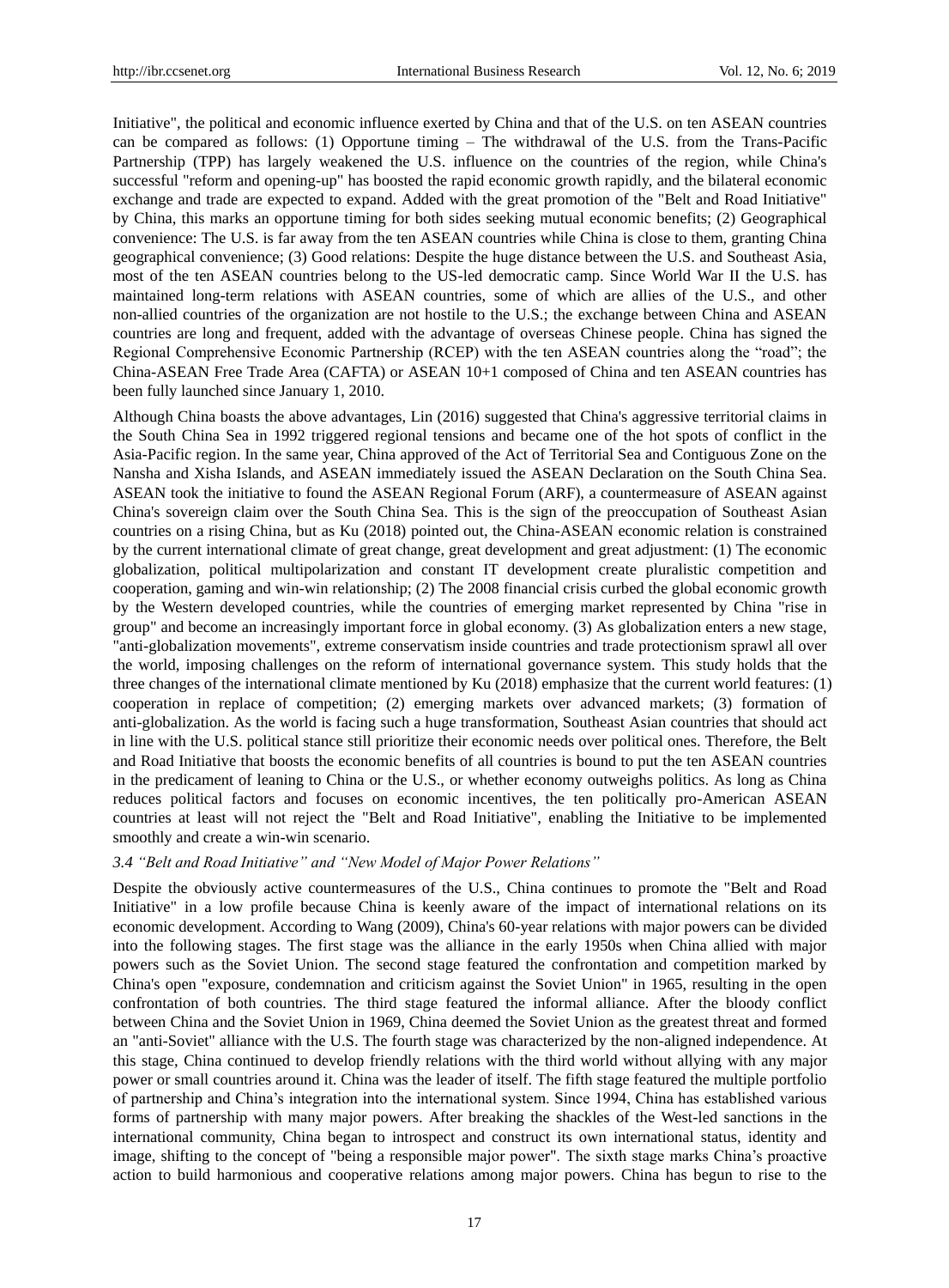Initiative", the political and economic influence exerted by China and that of the U.S. on ten ASEAN countries can be compared as follows: (1) Opportune timing – The withdrawal of the U.S. from the Trans-Pacific Partnership (TPP) has largely weakened the U.S. influence on the countries of the region, while China's successful "reform and opening-up" has boosted the rapid economic growth rapidly, and the bilateral economic exchange and trade are expected to expand. Added with the great promotion of the "Belt and Road Initiative" by China, this marks an opportune timing for both sides seeking mutual economic benefits; (2) Geographical convenience: The U.S. is far away from the ten ASEAN countries while China is close to them, granting China geographical convenience; (3) Good relations: Despite the huge distance between the U.S. and Southeast Asia, most of the ten ASEAN countries belong to the US-led democratic camp. Since World War II the U.S. has maintained long-term relations with ASEAN countries, some of which are allies of the U.S., and other non-allied countries of the organization are not hostile to the U.S.; the exchange between China and ASEAN countries are long and frequent, added with the advantage of overseas Chinese people. China has signed the Regional Comprehensive Economic Partnership (RCEP) with the ten ASEAN countries along the "road"; the China-ASEAN Free Trade Area (CAFTA) or ASEAN 10+1 composed of China and ten ASEAN countries has been fully launched since January 1, 2010.

Although China boasts the above advantages, Lin (2016) suggested that China's aggressive territorial claims in the South China Sea in 1992 triggered regional tensions and became one of the hot spots of conflict in the Asia-Pacific region. In the same year, China approved of the Act of Territorial Sea and Contiguous Zone on the Nansha and Xisha Islands, and ASEAN immediately issued the ASEAN Declaration on the South China Sea. ASEAN took the initiative to found the ASEAN Regional Forum (ARF), a countermeasure of ASEAN against China's sovereign claim over the South China Sea. This is the sign of the preoccupation of Southeast Asian countries on a rising China, but as Ku (2018) pointed out, the China-ASEAN economic relation is constrained by the current international climate of great change, great development and great adjustment: (1) The economic globalization, political multipolarization and constant IT development create pluralistic competition and cooperation, gaming and win-win relationship; (2) The 2008 financial crisis curbed the global economic growth by the Western developed countries, while the countries of emerging market represented by China "rise in group" and become an increasingly important force in global economy. (3) As globalization enters a new stage, "anti-globalization movements", extreme conservatism inside countries and trade protectionism sprawl all over the world, imposing challenges on the reform of international governance system. This study holds that the three changes of the international climate mentioned by Ku (2018) emphasize that the current world features: (1) cooperation in replace of competition; (2) emerging markets over advanced markets; (3) formation of anti-globalization. As the world is facing such a huge transformation, Southeast Asian countries that should act in line with the U.S. political stance still prioritize their economic needs over political ones. Therefore, the Belt and Road Initiative that boosts the economic benefits of all countries is bound to put the ten ASEAN countries in the predicament of leaning to China or the U.S., or whether economy outweighs politics. As long as China reduces political factors and focuses on economic incentives, the ten politically pro-American ASEAN countries at least will not reject the "Belt and Road Initiative", enabling the Initiative to be implemented smoothly and create a win-win scenario.

### *3.4 "Belt and Road Initiative" and "New Model of Major Power Relations"*

Despite the obviously active countermeasures of the U.S., China continues to promote the "Belt and Road Initiative" in a low profile because China is keenly aware of the impact of international relations on its economic development. According to Wang (2009), China's 60-year relations with major powers can be divided into the following stages. The first stage was the alliance in the early 1950s when China allied with major powers such as the Soviet Union. The second stage featured the confrontation and competition marked by China's open "exposure, condemnation and criticism against the Soviet Union" in 1965, resulting in the open confrontation of both countries. The third stage featured the informal alliance. After the bloody conflict between China and the Soviet Union in 1969, China deemed the Soviet Union as the greatest threat and formed an "anti-Soviet" alliance with the U.S. The fourth stage was characterized by the non-aligned independence. At this stage, China continued to develop friendly relations with the third world without allying with any major power or small countries around it. China was the leader of itself. The fifth stage featured the multiple portfolio of partnership and China's integration into the international system. Since 1994, China has established various forms of partnership with many major powers. After breaking the shackles of the West-led sanctions in the international community, China began to introspect and construct its own international status, identity and image, shifting to the concept of "being a responsible major power". The sixth stage marks China's proactive action to build harmonious and cooperative relations among major powers. China has begun to rise to the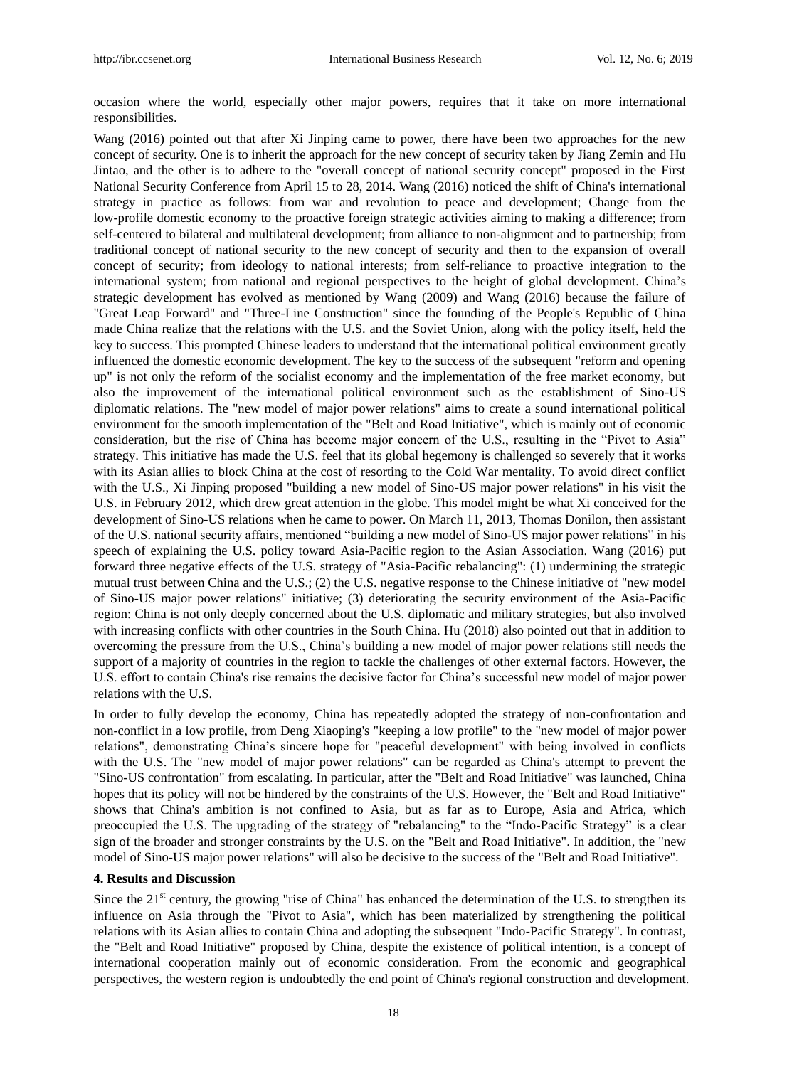occasion where the world, especially other major powers, requires that it take on more international responsibilities.

Wang (2016) pointed out that after Xi Jinping came to power, there have been two approaches for the new concept of security. One is to inherit the approach for the new concept of security taken by Jiang Zemin and Hu Jintao, and the other is to adhere to the "overall concept of national security concept" proposed in the First National Security Conference from April 15 to 28, 2014. Wang (2016) noticed the shift of China's international strategy in practice as follows: from war and revolution to peace and development; Change from the low-profile domestic economy to the proactive foreign strategic activities aiming to making a difference; from self-centered to bilateral and multilateral development; from alliance to non-alignment and to partnership; from traditional concept of national security to the new concept of security and then to the expansion of overall concept of security; from ideology to national interests; from self-reliance to proactive integration to the international system; from national and regional perspectives to the height of global development. China's strategic development has evolved as mentioned by Wang (2009) and Wang (2016) because the failure of "Great Leap Forward" and "Three-Line Construction" since the founding of the People's Republic of China made China realize that the relations with the U.S. and the Soviet Union, along with the policy itself, held the key to success. This prompted Chinese leaders to understand that the international political environment greatly influenced the domestic economic development. The key to the success of the subsequent "reform and opening up" is not only the reform of the socialist economy and the implementation of the free market economy, but also the improvement of the international political environment such as the establishment of Sino-US diplomatic relations. The "new model of major power relations" aims to create a sound international political environment for the smooth implementation of the "Belt and Road Initiative", which is mainly out of economic consideration, but the rise of China has become major concern of the U.S., resulting in the "Pivot to Asia" strategy. This initiative has made the U.S. feel that its global hegemony is challenged so severely that it works with its Asian allies to block China at the cost of resorting to the Cold War mentality. To avoid direct conflict with the U.S., Xi Jinping proposed "building a new model of Sino-US major power relations" in his visit the U.S. in February 2012, which drew great attention in the globe. This model might be what Xi conceived for the development of Sino-US relations when he came to power. On March 11, 2013, Thomas Donilon, then assistant of the U.S. national security affairs, mentioned "building a new model of Sino-US major power relations" in his speech of explaining the U.S. policy toward Asia-Pacific region to the Asian Association. Wang (2016) put forward three negative effects of the U.S. strategy of "Asia-Pacific rebalancing": (1) undermining the strategic mutual trust between China and the U.S.; (2) the U.S. negative response to the Chinese initiative of "new model of Sino-US major power relations" initiative; (3) deteriorating the security environment of the Asia-Pacific region: China is not only deeply concerned about the U.S. diplomatic and military strategies, but also involved with increasing conflicts with other countries in the South China. Hu (2018) also pointed out that in addition to overcoming the pressure from the U.S., China's building a new model of major power relations still needs the support of a majority of countries in the region to tackle the challenges of other external factors. However, the U.S. effort to contain China's rise remains the decisive factor for China's successful new model of major power relations with the U.S.

In order to fully develop the economy, China has repeatedly adopted the strategy of non-confrontation and non-conflict in a low profile, from Deng Xiaoping's "keeping a low profile" to the "new model of major power relations", demonstrating China's sincere hope for "peaceful development" with being involved in conflicts with the U.S. The "new model of major power relations" can be regarded as China's attempt to prevent the "Sino-US confrontation" from escalating. In particular, after the "Belt and Road Initiative" was launched, China hopes that its policy will not be hindered by the constraints of the U.S. However, the "Belt and Road Initiative" shows that China's ambition is not confined to Asia, but as far as to Europe, Asia and Africa, which preoccupied the U.S. The upgrading of the strategy of "rebalancing" to the "Indo-Pacific Strategy" is a clear sign of the broader and stronger constraints by the U.S. on the "Belt and Road Initiative". In addition, the "new model of Sino-US major power relations" will also be decisive to the success of the "Belt and Road Initiative".

## 4. Results and Discussion

Since the 21st century, the growing "rise of China" has enhanced the determination of the U.S. to strengthen its influence on Asia through the "Pivot to Asia", which has been materialized by strengthening the political relations with its Asian allies to contain China and adopting the subsequent "Indo-Pacific Strategy". In contrast, the "Belt and Road Initiative" proposed by China, despite the existence of political intention, is a concept of international cooperation mainly out of economic consideration. From the economic and geographical perspectives, the western region is undoubtedly the end point of China's regional construction and development.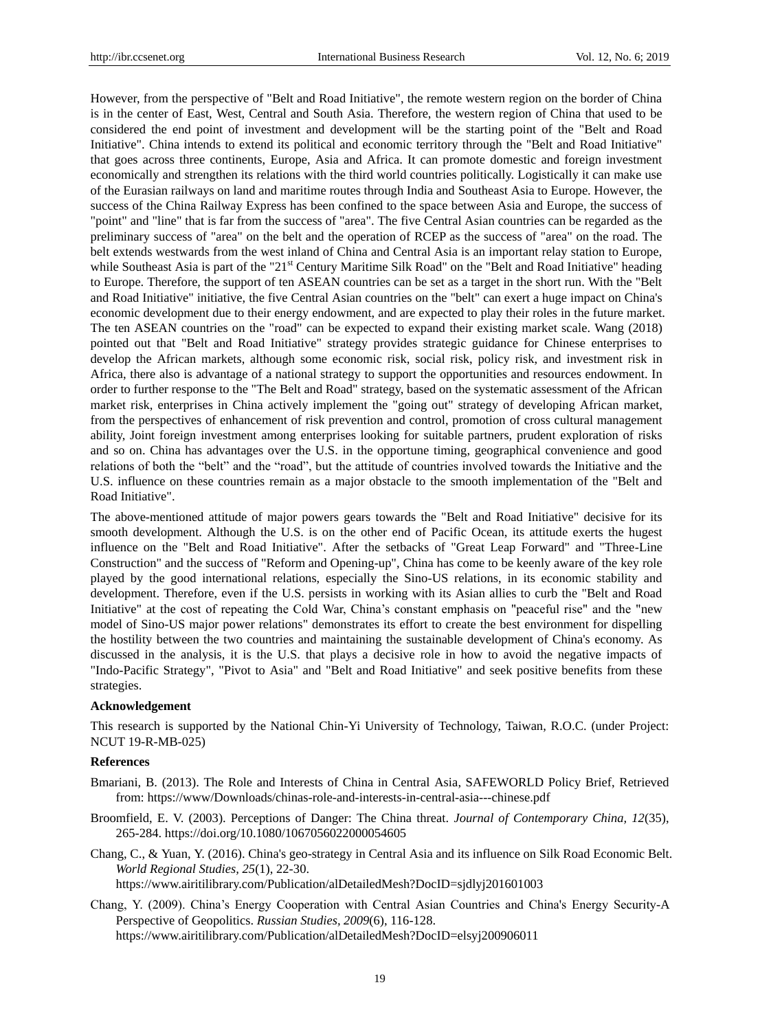However, from the perspective of "Belt and Road Initiative", the remote western region on the border of China is in the center of East, West, Central and South Asia. Therefore, the western region of China that used to be considered the end point of investment and development will be the starting point of the "Belt and Road Initiative". China intends to extend its political and economic territory through the "Belt and Road Initiative" that goes across three continents, Europe, Asia and Africa. It can promote domestic and foreign investment economically and strengthen its relations with the third world countries politically. Logistically it can make use of the Eurasian railways on land and maritime routes through India and Southeast Asia to Europe. However, the success of the China Railway Express has been confined to the space between Asia and Europe, the success of "point" and "line" that is far from the success of "area". The five Central Asian countries can be regarded as the preliminary success of "area" on the belt and the operation of RCEP as the success of "area" on the road. The belt extends westwards from the west inland of China and Central Asia is an important relay station to Europe, while Southeast Asia is part of the "21st Century Maritime Silk Road" on the "Belt and Road Initiative" heading to Europe. Therefore, the support of ten ASEAN countries can be set as a target in the short run. With the "Belt and Road Initiative" initiative, the five Central Asian countries on the "belt" can exert a huge impact on China's economic development due to their energy endowment, and are expected to play their roles in the future market. The ten ASEAN countries on the "road" can be expected to expand their existing market scale. Wang (2018) pointed out that "Belt and Road Initiative" strategy provides strategic guidance for Chinese enterprises to develop the African markets, although some economic risk, social risk, policy risk, and investment risk in Africa, there also is advantage of a national strategy to support the opportunities and resources endowment. In order to further response to the "The Belt and Road" strategy, based on the systematic assessment of the African market risk, enterprises in China actively implement the "going out" strategy of developing African market, from the perspectives of enhancement of risk prevention and control, promotion of cross cultural management ability, Joint foreign investment among enterprises looking for suitable partners, prudent exploration of risks and so on. China has advantages over the U.S. in the opportune timing, geographical convenience and good relations of both the "belt" and the "road", but the attitude of countries involved towards the Initiative and the U.S. influence on these countries remain as a major obstacle to the smooth implementation of the "Belt and Road Initiative".

The above-mentioned attitude of major powers gears towards the "Belt and Road Initiative" decisive for its smooth development. Although the U.S. is on the other end of Pacific Ocean, its attitude exerts the hugest influence on the "Belt and Road Initiative". After the setbacks of "Great Leap Forward" and "Three-Line Construction" and the success of "Reform and Opening-up", China has come to be keenly aware of the key role played by the good international relations, especially the Sino-US relations, in its economic stability and development. Therefore, even if the U.S. persists in working with its Asian allies to curb the "Belt and Road Initiative" at the cost of repeating the Cold War, China's constant emphasis on "peaceful rise" and the "new model of Sino-US major power relations" demonstrates its effort to create the best environment for dispelling the hostility between the two countries and maintaining the sustainable development of China's economy. As discussed in the analysis, it is the U.S. that plays a decisive role in how to avoid the negative impacts of "Indo-Pacific Strategy", "Pivot to Asia" and "Belt and Road Initiative" and seek positive benefits from these strategies.

**Acknowledgement**

This research is supported by the National Chin-Yi University of Technology, Taiwan, R.O.C. (under Project: NCUT 19-R-MB-025)

**References**

Bmariani, B. (2013). The Role and Interests of China in Central Asia, SAFEWORLD Policy Brief, Retrieved from: https://www/Downloads/chinas-role-and-interests-in-central-asia---chinese.pdf

Broomfield, E. V. (2003). Perceptions of Danger: The China threat. *Journal of Contemporary China, 12*(35), 265-284. https://doi.org/10.1080/1067056022000054605

Chang, C., & Yuan, Y. (2016). China's geo-strategy in Central Asia and its influence on Silk Road Economic Belt. *World Regional Studies, 25*(1), 22-30. https://www.airitilibrary.com/Publication/alDetailedMesh?DocID=sjdlyj201601003

Chang, Y. (2009). China's Energy Cooperation with Central Asian Countries and China's Energy Security-A Perspective of Geopolitics. *Russian Studies, 2009*(6), 116-128. https://www.airitilibrary.com/Publication/alDetailedMesh?DocID=elsyj200906011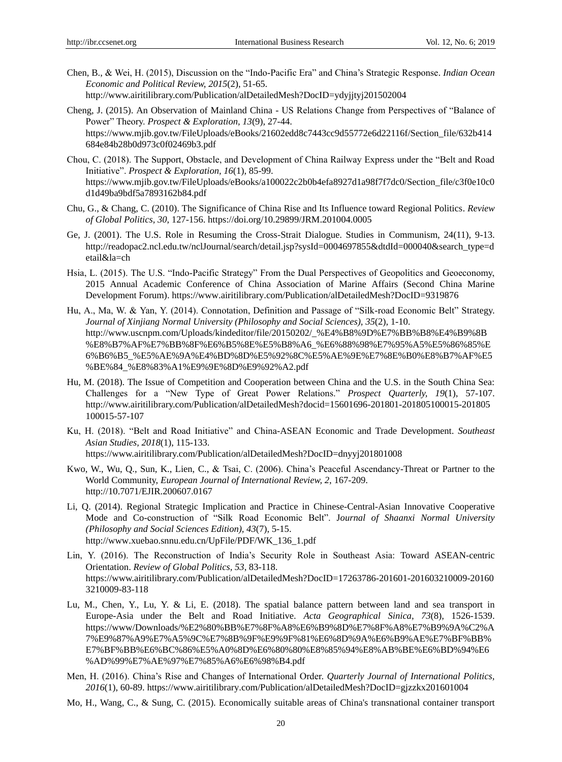Chen, B., & Wei, H. (2015), Discussion on the "Indo-Pacific Era" and China's Strategic Response. *Indian Ocean Economic and Political Review, 2015*(2), 51-65. http://www.airitilibrary.com/Publication/alDetailedMesh?DocID=ydyjjtyj201502004

Cheng, J. (2015). An Observation of Mainland China - US Relations Change from Perspectives of "Balance of Power" Theory. *Prospect & Exploration, 13*(9), 27-44. https://www.mjib.gov.tw/FileUploads/eBooks/21602edd8c7443cc9d55772e6d22116f/Section_file/632b414684e84b28b0d973c0f02469b3.pdf

Chou, C. (2018). The Support, Obstacle, and Development of China Railway Express under the "Belt and Road Initiative". *Prospect & Exploration, 16*(1), 85-99. https://www.mjib.gov.tw/FileUploads/eBooks/a100022c2b0b4efa8927d1a98f7f7dc0/Section_file/c3f0e10c0d1d49ba9bdf5a7893162b84.pdf

Chu, G., & Chang, C. (2010). The Significance of China Rise and Its Influence toward Regional Politics. *Review of Global Politics, 30*, 127-156. https://doi.org/10.29899/JRM.201004.0005

Ge, J. (2001). The U.S. Role in Resuming the Cross-Strait Dialogue. Studies in Communism, 24(11), 9-13. http://readopac2.ncl.edu.tw/nclJournal/search/detail.jsp?sysId=0004697855&dtdId=000040&search_type=detail&la=ch

Hsia, L. (2015). The U.S. "Indo-Pacific Strategy" From the Dual Perspectives of Geopolitics and Geoeconomy, 2015 Annual Academic Conference of China Association of Marine Affairs (Second China Marine Development Forum). https://www.airitilibrary.com/Publication/alDetailedMesh?DocID=9319876

Hu, A., Ma, W. & Yan, Y. (2014). Connotation, Definition and Passage of "Silk-road Economic Belt" Strategy. *Journal of Xinjiang Normal University (Philosophy and Social Sciences), 35*(2), 1-10. http://www.uscnpm.com/Uploads/kindeditor/file/20150202/_%E4%B8%9D%E7%BB%B8%E4%B9%8B%E8%B7%AF%E7%BB%8F%E6%B5%8E%E5%B8%A6_%E6%88%98%E7%95%A5%E5%86%85%E6%B6%B5_%E5%AE%9A%E4%BD%8D%E5%92%8C%E5%AE%9E%E7%8E%B0%E8%B7%AF%E5%BE%84_%E8%83%A1%E9%9E%8D%E9%92%A2.pdf

Hu, M. (2018). The Issue of Competition and Cooperation between China and the U.S. in the South China Sea: Challenges for a "New Type of Great Power Relations." *Prospect Quarterly, 19*(1), 57-107. http://www.airitilibrary.com/Publication/alDetailedMesh?docid=15601696-201801-201805100015-201805100015-57-107

Ku, H. (2018). "Belt and Road Initiative" and China-ASEAN Economic and Trade Development. *Southeast Asian Studies, 2018*(1), 115-133. https://www.airitilibrary.com/Publication/alDetailedMesh?DocID=dnyyj201801008

Kwo, W., Wu, Q., Sun, K., Lien, C., & Tsai, C. (2006). China's Peaceful Ascendancy-Threat or Partner to the World Community, *European Journal of International Review, 2*, 167-209. http://10.7071/EJIR.200607.0167

Li, Q. (2014). Regional Strategic Implication and Practice in Chinese-Central-Asian Innovative Cooperative Mode and Co-construction of "Silk Road Economic Belt". *Journal of Shaanxi Normal University (Philosophy and Social Sciences Edition), 43*(7), 5-15. http://www.xuebao.snnu.edu.cn/UpFile/PDF/WK_136_1.pdf

Lin, Y. (2016). The Reconstruction of India's Security Role in Southeast Asia: Toward ASEAN-centric Orientation. *Review of Global Politics, 53*, 83-118. https://www.airitilibrary.com/Publication/alDetailedMesh?DocID=17263786-201601-201603210009-201603210009-83-118

Lu, M., Chen, Y., Lu, Y. & Li, E. (2018). The spatial balance pattern between land and sea transport in Europe-Asia under the Belt and Road Initiative. *Acta Geographical Sinica, 73*(8), 1526-1539. https://www/Downloads/%E2%80%BB%E7%8F%A8%E6%B9%8D%E7%8F%A8%E7%B9%9A%C2%A7%E9%87%A9%E7%A5%9C%E7%8B%9F%E9%9F%81%E6%8D%9A%E6%B9%AE%E7%BF%BB%E7%BF%BB%E6%BC%86%E5%A0%8D%E6%80%80%E8%85%94%E8%AB%BE%E6%BD%94%E6%AD%99%E7%AE%97%E7%85%A6%E6%98%B4.pdf

Men, H. (2016). China's Rise and Changes of International Order. *Quarterly Journal of International Politics, 2016*(1), 60-89. https://www.airitilibrary.com/Publication/alDetailedMesh?DocID=gjzzkx201601004

Mo, H., Wang, C., & Sung, C. (2015). Economically suitable areas of China's transnational container transport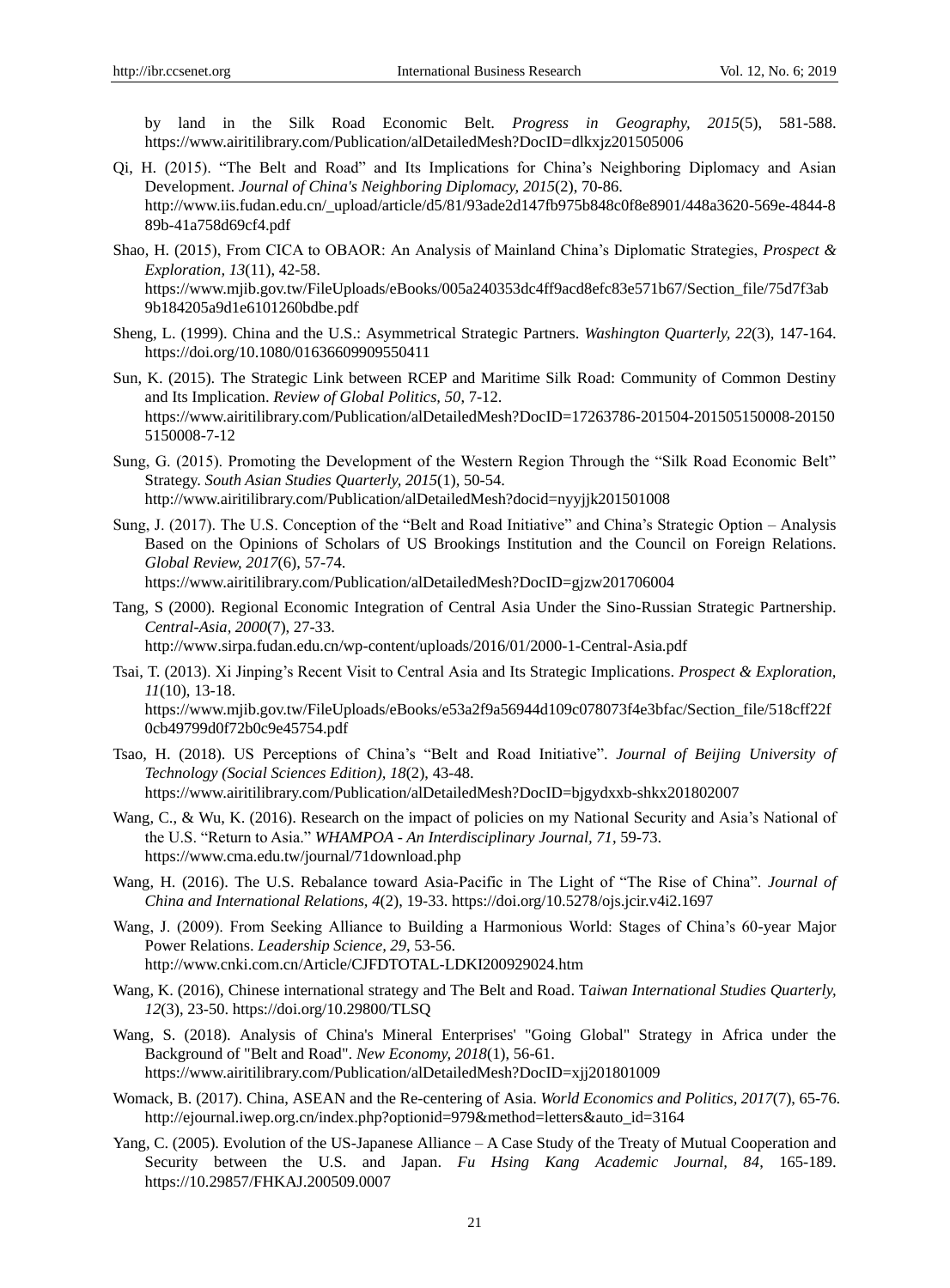by land in the Silk Road Economic Belt. *Progress in Geography, 2015*(5), 581-588. https://www.airitilibrary.com/Publication/alDetailedMesh?DocID=dlkxjz201505006

Qi, H. (2015). "The Belt and Road" and Its Implications for China's Neighboring Diplomacy and Asian Development. *Journal of China's Neighboring Diplomacy, 2015*(2), 70-86. http://www.iis.fudan.edu.cn/_upload/article/d5/81/93ade2d147fb975b848c0f8e8901/448a3620-569e-4844-889b-41a758d69cf4.pdf

Shao, H. (2015), From CICA to OBAOR: An Analysis of Mainland China's Diplomatic Strategies, *Prospect & Exploration, 13*(11), 42-58. https://www.mjib.gov.tw/FileUploads/eBooks/005a240353dc4ff9acd8efc83e571b67/Section_file/75d7f3ab9b184205a9d1e6101260bdbe.pdf

Sheng, L. (1999). China and the U.S.: Asymmetrical Strategic Partners. *Washington Quarterly, 22*(3), 147-164. https://doi.org/10.1080/01636609909550411

Sun, K. (2015). The Strategic Link between RCEP and Maritime Silk Road: Community of Common Destiny and Its Implication. *Review of Global Politics, 50*, 7-12. https://www.airitilibrary.com/Publication/alDetailedMesh?DocID=17263786-201504-201505150008-201505150008-7-12

Sung, G. (2015). Promoting the Development of the Western Region Through the "Silk Road Economic Belt" Strategy. *South Asian Studies Quarterly, 2015*(1), 50-54. http://www.airitilibrary.com/Publication/alDetailedMesh?docid=nyyjjk201501008

Sung, J. (2017). The U.S. Conception of the "Belt and Road Initiative" and China's Strategic Option – Analysis Based on the Opinions of Scholars of US Brookings Institution and the Council on Foreign Relations. *Global Review, 2017*(6), 57-74. https://www.airitilibrary.com/Publication/alDetailedMesh?DocID=gjzw201706004

Tang, S (2000). Regional Economic Integration of Central Asia Under the Sino-Russian Strategic Partnership. *Central-Asia, 2000*(7), 27-33. http://www.sirpa.fudan.edu.cn/wp-content/uploads/2016/01/2000-1-Central-Asia.pdf

Tsai, T. (2013). Xi Jinping's Recent Visit to Central Asia and Its Strategic Implications. *Prospect & Exploration, 11*(10), 13-18. https://www.mjib.gov.tw/FileUploads/eBooks/e53a2f9a56944d109c078073f4e3bfac/Section_file/518cff22f0cb49799d0f72b0c9e45754.pdf

Tsao, H. (2018). US Perceptions of China's "Belt and Road Initiative". *Journal of Beijing University of Technology (Social Sciences Edition), 18*(2), 43-48. https://www.airitilibrary.com/Publication/alDetailedMesh?DocID=bjgydxxb-shkx201802007

Wang, C., & Wu, K. (2016). Research on the impact of policies on my National Security and Asia's National of the U.S. "Return to Asia." *WHAMPOA - An Interdisciplinary Journal, 71*, 59-73. https://www.cma.edu.tw/journal/71download.php

Wang, H. (2016). The U.S. Rebalance toward Asia-Pacific in The Light of "The Rise of China". *Journal of China and International Relations, 4*(2), 19-33. https://doi.org/10.5278/ojs.jcir.v4i2.1697

Wang, J. (2009). From Seeking Alliance to Building a Harmonious World: Stages of China's 60-year Major Power Relations. *Leadership Science, 29*, 53-56. http://www.cnki.com.cn/Article/CJFDTOTAL-LDKI200929024.htm

Wang, K. (2016), Chinese international strategy and The Belt and Road. T*aiwan International Studies Quarterly, 12*(3), 23-50. https://doi.org/10.29800/TLSQ

Wang, S. (2018). Analysis of China's Mineral Enterprises' "Going Global" Strategy in Africa under the Background of "Belt and Road". *New Economy, 2018*(1), 56-61. https://www.airitilibrary.com/Publication/alDetailedMesh?DocID=xjj201801009

Womack, B. (2017). China, ASEAN and the Re-centering of Asia. *World Economics and Politics, 2017*(7), 65-76. http://ejournal.iwep.org.cn/index.php?optionid=979&method=letters&auto_id=3164

Yang, C. (2005). Evolution of the US-Japanese Alliance – A Case Study of the Treaty of Mutual Cooperation and Security between the U.S. and Japan. *Fu Hsing Kang Academic Journal, 84*, 165-189. https://10.29857/FHKAJ.200509.0007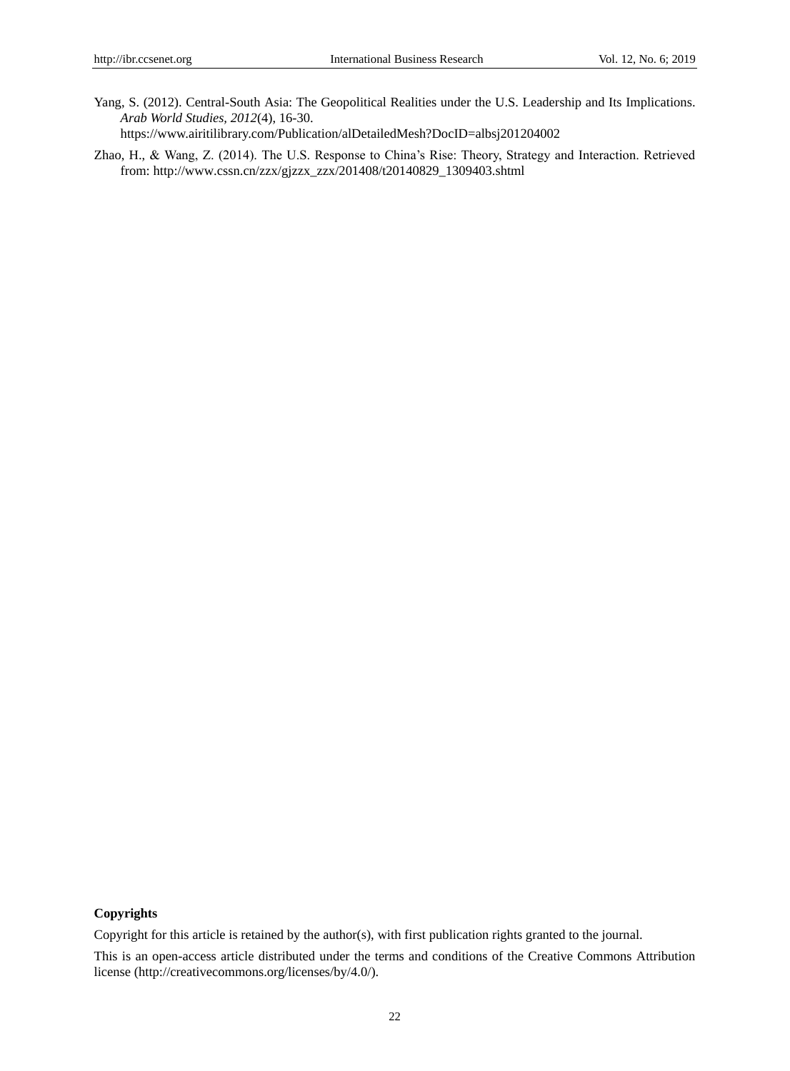Yang, S. (2012). Central-South Asia: The Geopolitical Realities under the U.S. Leadership and Its Implications. *Arab World Studies, 2012*(4), 16-30. https://www.airitilibrary.com/Publication/alDetailedMesh?DocID=albsj201204002

Zhao, H., & Wang, Z. (2014). The U.S. Response to China's Rise: Theory, Strategy and Interaction. Retrieved from: http://www.cssn.cn/zzx/gjzzx_zzx/201408/t20140829_1309403.shtml

**Copyrights**

Copyright for this article is retained by the author(s), with first publication rights granted to the journal.

This is an open-access article distributed under the terms and conditions of the Creative Commons Attribution license (http://creativecommons.org/licenses/by/4.0/).